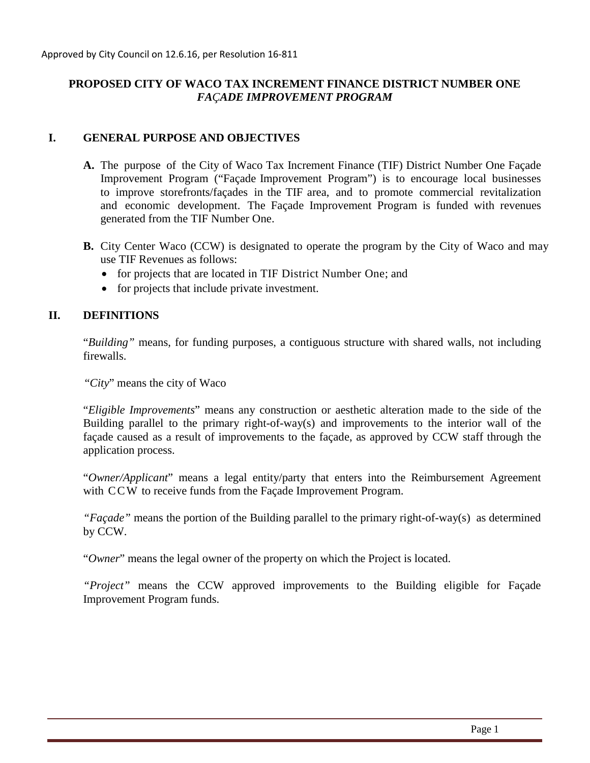Approved by City Council on 12.6.16, per Resolution 16-811

# PROPOSED CITY OF WACO TAX INCREMENT FINANCE DISTRICT NUMBER ONE *FAÇADE IMPROVEMENT PROGRAM*

## I. GENERAL PURPOSE AND OBJECTIVES

**A.** The purpose of the City of Waco Tax Increment Finance (TIF) District Number One Façade Improvement Program ("Façade Improvement Program") is to encourage local businesses to improve storefronts/façades in the TIF area, and to promote commercial revitalization and economic development. The Façade Improvement Program is funded with revenues generated from the TIF Number One.

**B.** City Center Waco (CCW) is designated to operate the program by the City of Waco and may use TIF Revenues as follows:

- for projects that are located in TIF District Number One; and
- for projects that include private investment.

## II. DEFINITIONS

"*Building"* means, for funding purposes, a contiguous structure with shared walls, not including firewalls.

*"City*" means the city of Waco

"*Eligible Improvements*" means any construction or aesthetic alteration made to the side of the Building parallel to the primary right-of-way(s) and improvements to the interior wall of the façade caused as a result of improvements to the façade, as approved by CCW staff through the application process.

"*Owner/Applicant*" means a legal entity/party that enters into the Reimbursement Agreement with CCW to receive funds from the Façade Improvement Program.

*"Façade"* means the portion of the Building parallel to the primary right-of-way(s) as determined by CCW.

"*Owner*" means the legal owner of the property on which the Project is located.

*"Project"* means the CCW approved improvements to the Building eligible for Façade Improvement Program funds.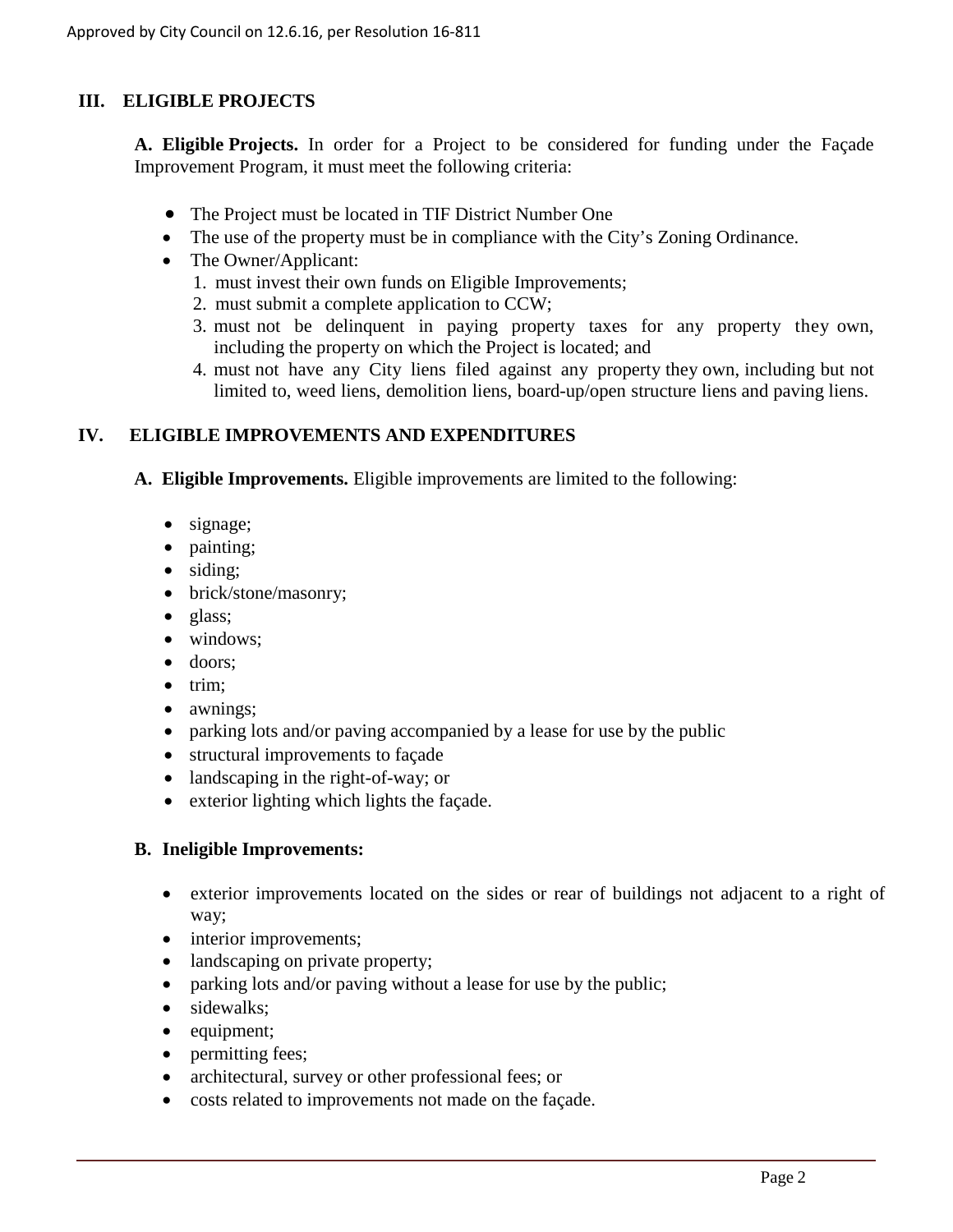## III. ELIGIBLE PROJECTS

**A. Eligible Projects.** In order for a Project to be considered for funding under the Façade Improvement Program, it must meet the following criteria:

- The Project must be located in TIF District Number One
- The use of the property must be in compliance with the City's Zoning Ordinance.
- The Owner/Applicant:
  1. must invest their own funds on Eligible Improvements;
  2. must submit a complete application to CCW;
  3. must not be delinquent in paying property taxes for any property they own, including the property on which the Project is located; and
  4. must not have any City liens filed against any property they own, including but not limited to, weed liens, demolition liens, board-up/open structure liens and paving liens.

## IV. ELIGIBLE IMPROVEMENTS AND EXPENDITURES

**A. Eligible Improvements.** Eligible improvements are limited to the following:

- signage;
- painting;
- siding;
- brick/stone/masonry;
- glass;
- windows;
- doors;
- trim;
- awnings;
- parking lots and/or paving accompanied by a lease for use by the public
- structural improvements to façade
- landscaping in the right-of-way; or
- exterior lighting which lights the façade.

**B. Ineligible Improvements:**

- exterior improvements located on the sides or rear of buildings not adjacent to a right of way;
- interior improvements;
- landscaping on private property;
- parking lots and/or paving without a lease for use by the public;
- sidewalks;
- equipment;
- permitting fees;
- architectural, survey or other professional fees; or
- costs related to improvements not made on the façade.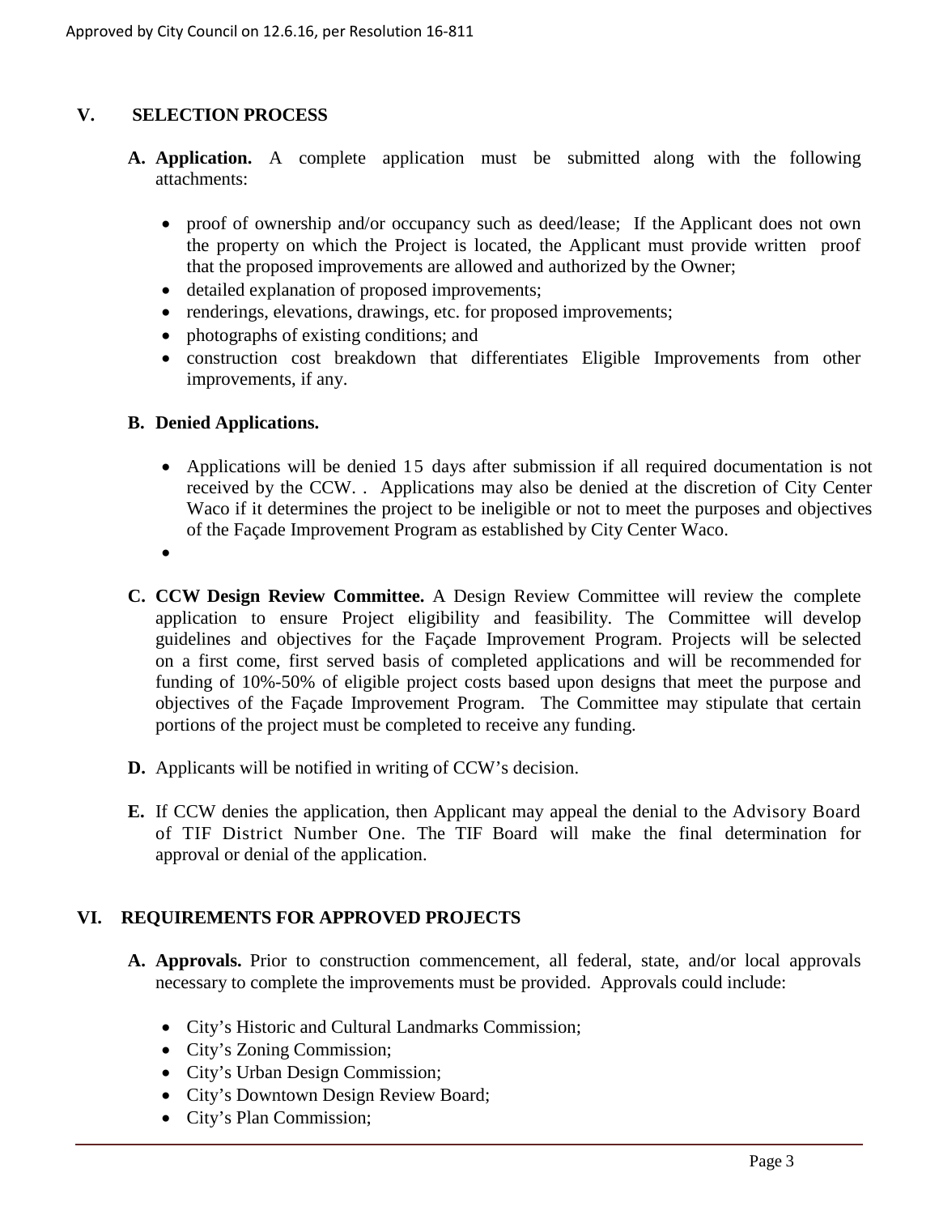## V. SELECTION PROCESS

**A. Application.** A complete application must be submitted along with the following attachments:

- proof of ownership and/or occupancy such as deed/lease; If the Applicant does not own the property on which the Project is located, the Applicant must provide written proof that the proposed improvements are allowed and authorized by the Owner;
- detailed explanation of proposed improvements;
- renderings, elevations, drawings, etc. for proposed improvements;
- photographs of existing conditions; and
- construction cost breakdown that differentiates Eligible Improvements from other improvements, if any.

**B. Denied Applications.**

- Applications will be denied 15 days after submission if all required documentation is not received by the CCW. . Applications may also be denied at the discretion of City Center Waco if it determines the project to be ineligible or not to meet the purposes and objectives of the Façade Improvement Program as established by City Center Waco.

**C. CCW Design Review Committee.** A Design Review Committee will review the complete application to ensure Project eligibility and feasibility. The Committee will develop guidelines and objectives for the Façade Improvement Program. Projects will be selected on a first come, first served basis of completed applications and will be recommended for funding of 10%-50% of eligible project costs based upon designs that meet the purpose and objectives of the Façade Improvement Program. The Committee may stipulate that certain portions of the project must be completed to receive any funding.

**D.** Applicants will be notified in writing of CCW's decision.

**E.** If CCW denies the application, then Applicant may appeal the denial to the Advisory Board of TIF District Number One. The TIF Board will make the final determination for approval or denial of the application.

## VI. REQUIREMENTS FOR APPROVED PROJECTS

**A. Approvals.** Prior to construction commencement, all federal, state, and/or local approvals necessary to complete the improvements must be provided. Approvals could include:

- City's Historic and Cultural Landmarks Commission;
- City's Zoning Commission;
- City's Urban Design Commission;
- City's Downtown Design Review Board;
- City's Plan Commission;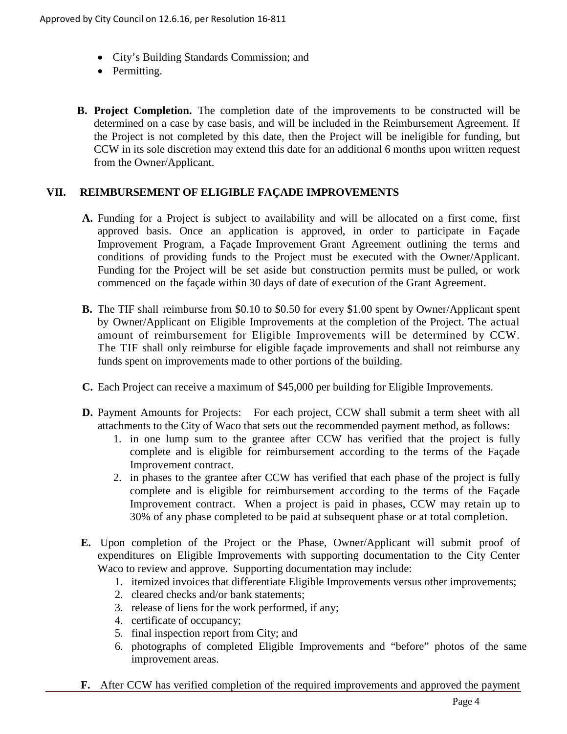- City's Building Standards Commission; and
- Permitting.

**B. Project Completion.** The completion date of the improvements to be constructed will be determined on a case by case basis, and will be included in the Reimbursement Agreement. If the Project is not completed by this date, then the Project will be ineligible for funding, but CCW in its sole discretion may extend this date for an additional 6 months upon written request from the Owner/Applicant.

## VII. REIMBURSEMENT OF ELIGIBLE FAÇADE IMPROVEMENTS

**A.** Funding for a Project is subject to availability and will be allocated on a first come, first approved basis. Once an application is approved, in order to participate in Façade Improvement Program, a Façade Improvement Grant Agreement outlining the terms and conditions of providing funds to the Project must be executed with the Owner/Applicant. Funding for the Project will be set aside but construction permits must be pulled, or work commenced on the façade within 30 days of date of execution of the Grant Agreement.

**B.** The TIF shall reimburse from $0.10 to $0.50 for every $1.00 spent by Owner/Applicant spent by Owner/Applicant on Eligible Improvements at the completion of the Project. The actual amount of reimbursement for Eligible Improvements will be determined by CCW. The TIF shall only reimburse for eligible façade improvements and shall not reimburse any funds spent on improvements made to other portions of the building.

**C.** Each Project can receive a maximum of $45,000 per building for Eligible Improvements.

**D.** Payment Amounts for Projects: For each project, CCW shall submit a term sheet with all attachments to the City of Waco that sets out the recommended payment method, as follows:

1. in one lump sum to the grantee after CCW has verified that the project is fully complete and is eligible for reimbursement according to the terms of the Façade Improvement contract.
2. in phases to the grantee after CCW has verified that each phase of the project is fully complete and is eligible for reimbursement according to the terms of the Façade Improvement contract. When a project is paid in phases, CCW may retain up to 30% of any phase completed to be paid at subsequent phase or at total completion.

**E.** Upon completion of the Project or the Phase, Owner/Applicant will submit proof of expenditures on Eligible Improvements with supporting documentation to the City Center Waco to review and approve. Supporting documentation may include:

1. itemized invoices that differentiate Eligible Improvements versus other improvements;
2. cleared checks and/or bank statements;
3. release of liens for the work performed, if any;
4. certificate of occupancy;
5. final inspection report from City; and
6. photographs of completed Eligible Improvements and "before" photos of the same improvement areas.

**F.** After CCW has verified completion of the required improvements and approved the payment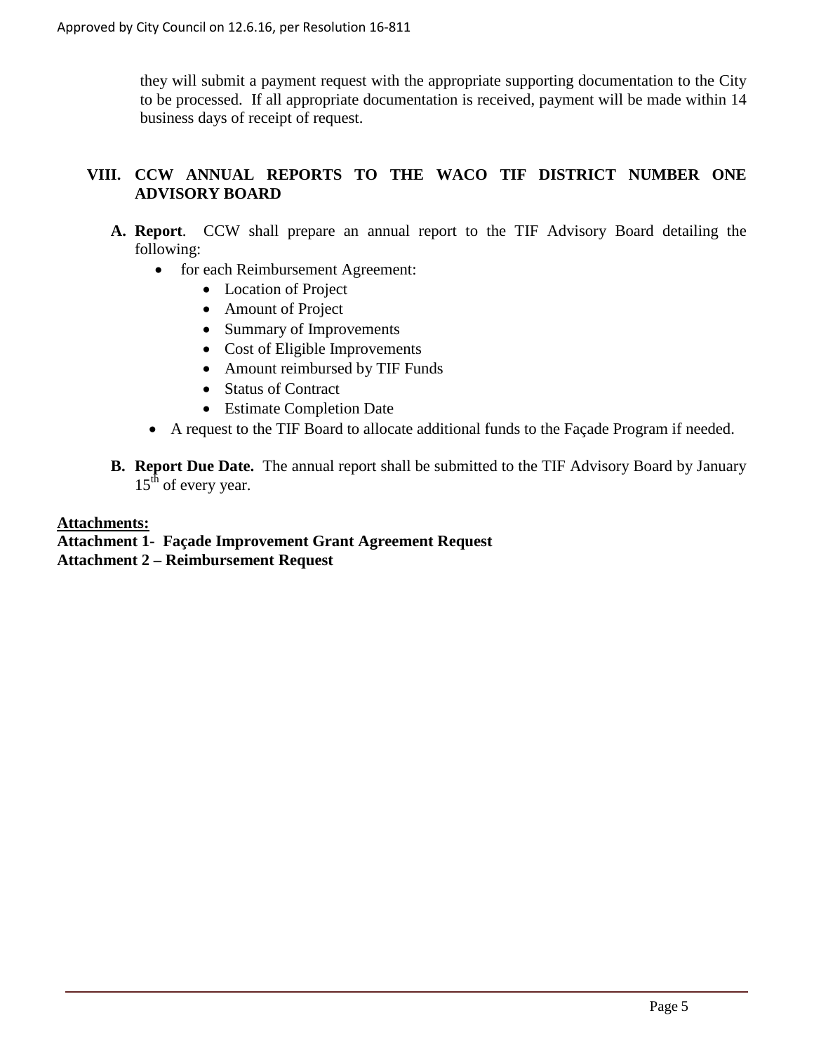they will submit a payment request with the appropriate supporting documentation to the City to be processed. If all appropriate documentation is received, payment will be made within 14 business days of receipt of request.

## VIII. CCW ANNUAL REPORTS TO THE WACO TIF DISTRICT NUMBER ONE ADVISORY BOARD

**A. Report**. CCW shall prepare an annual report to the TIF Advisory Board detailing the following:

- for each Reimbursement Agreement:
  - Location of Project
  - Amount of Project
  - Summary of Improvements
  - Cost of Eligible Improvements
  - Amount reimbursed by TIF Funds
  - Status of Contract
  - Estimate Completion Date
- A request to the TIF Board to allocate additional funds to the Façade Program if needed.

**B. Report Due Date.** The annual report shall be submitted to the TIF Advisory Board by January 15th of every year.

**Attachments:**

**Attachment 1- Façade Improvement Grant Agreement Request**

**Attachment 2 – Reimbursement Request**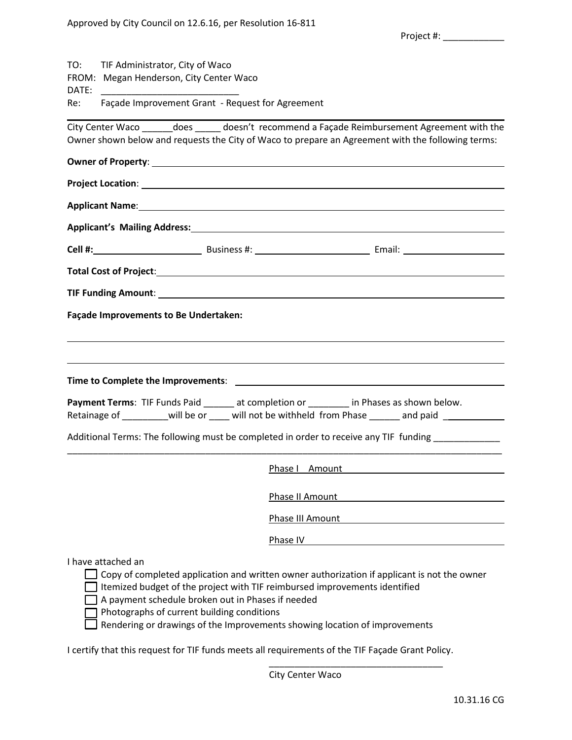Approved by City Council on 12.6.16, per Resolution 16-811

Project #: ____________

TO: TIF Administrator, City of Waco
FROM: Megan Henderson, City Center Waco
DATE: ___________________________
Re: Façade Improvement Grant - Request for Agreement

City Center Waco ______does _____ doesn't recommend a Façade Reimbursement Agreement with the Owner shown below and requests the City of Waco to prepare an Agreement with the following terms:

**Owner of Property**: ____________________________________________

**Project Location**: ____________________________________________

**Applicant Name**: ____________________________________________

**Applicant's Mailing Address:** ____________________________________________

**Cell #:** ______________________ Business #: ______________________ Email: ____________________

**Total Cost of Project**: ____________________________________________

**TIF Funding Amount**: ____________________________________________

**Façade Improvements to Be Undertaken:**

____________________________________________

____________________________________________

**Time to Complete the Improvements**: ____________________________________________

**Payment Terms**: TIF Funds Paid ______ at completion or ________ in Phases as shown below.
Retainage of _________will be or ____ will not be withheld from Phase ______ and paid ____________

Additional Terms: The following must be completed in order to receive any TIF funding _____________
____________________________________________

Phase I Amount ____________________________

Phase II Amount ____________________________

Phase III Amount ____________________________

Phase IV ____________________________

I have attached an

- ☐ Copy of completed application and written owner authorization if applicant is not the owner
- ☐ Itemized budget of the project with TIF reimbursed improvements identified
- ☐ A payment schedule broken out in Phases if needed
- ☐ Photographs of current building conditions
- ☐ Rendering or drawings of the Improvements showing location of improvements

I certify that this request for TIF funds meets all requirements of the TIF Façade Grant Policy.

___________________________________
City Center Waco

10.31.16 CG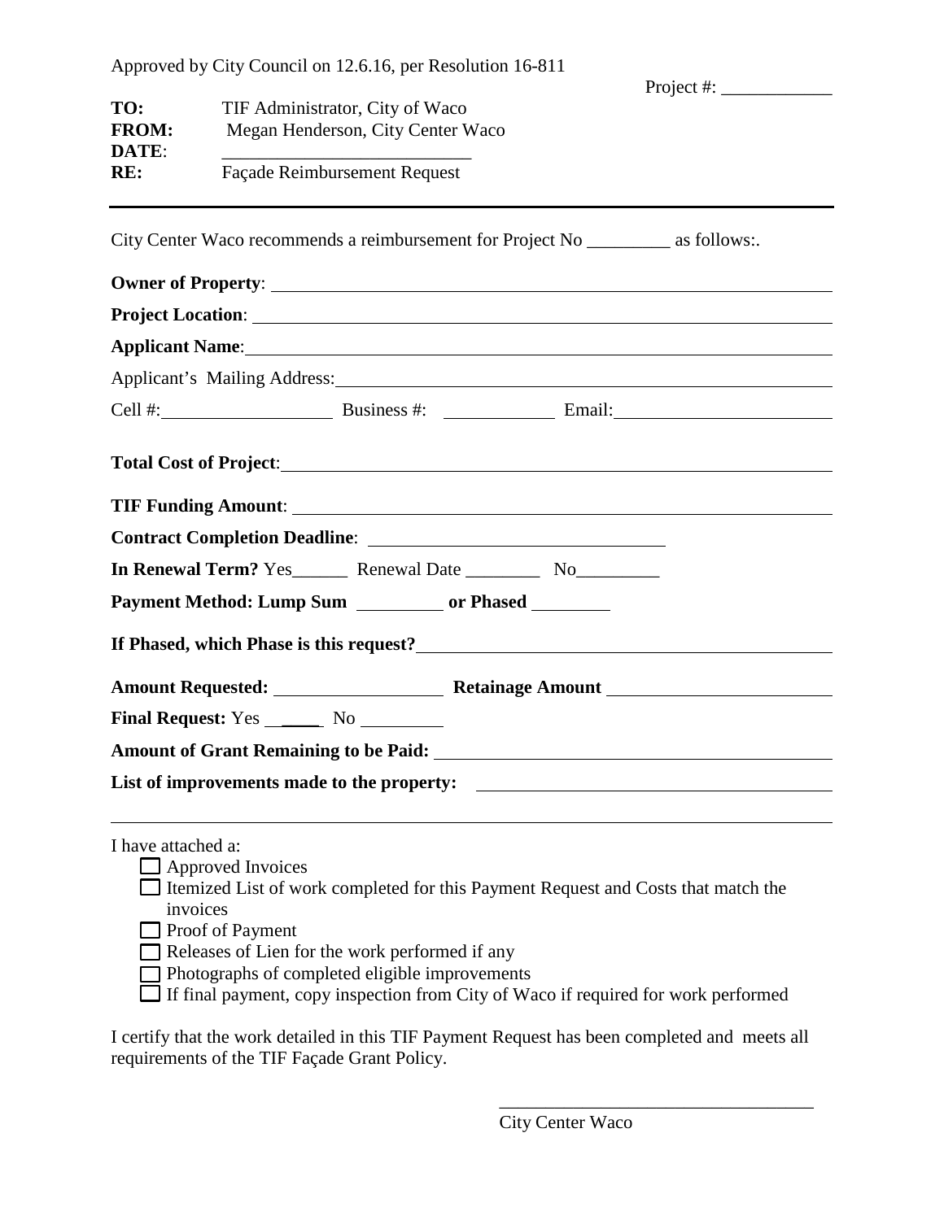Approved by City Council on 12.6.16, per Resolution 16-811

Project #: ____________

**TO:** TIF Administrator, City of Waco
**FROM:** Megan Henderson, City Center Waco
**DATE:** ___________________________
**RE:** Façade Reimbursement Request

---

City Center Waco recommends a reimbursement for Project No _________ as follows:.

**Owner of Property**: ____________________

**Project Location**: ____________________

**Applicant Name**: ____________________

Applicant's Mailing Address: ____________________

Cell #: ____________________ Business #: ____________ Email: ____________________

**Total Cost of Project**: ____________________

**TIF Funding Amount**: ____________________

**Contract Completion Deadline**: ____________________

**In Renewal Term?** Yes______ Renewal Date ________ No_________

**Payment Method: Lump Sum** _________ **or Phased** ________

**If Phased, which Phase is this request?** ____________________

**Amount Requested:** ____________________ **Retainage Amount** ____________________

**Final Request:** Yes _____ No _________

**Amount of Grant Remaining to be Paid:** ____________________

**List of improvements made to the property:** ____________________

I have attached a:

- ☐ Approved Invoices
- ☐ Itemized List of work completed for this Payment Request and Costs that match the invoices
- ☐ Proof of Payment
- ☐ Releases of Lien for the work performed if any
- ☐ Photographs of completed eligible improvements
- ☐ If final payment, copy inspection from City of Waco if required for work performed

I certify that the work detailed in this TIF Payment Request has been completed and meets all requirements of the TIF Façade Grant Policy.

___________________________________
City Center Waco